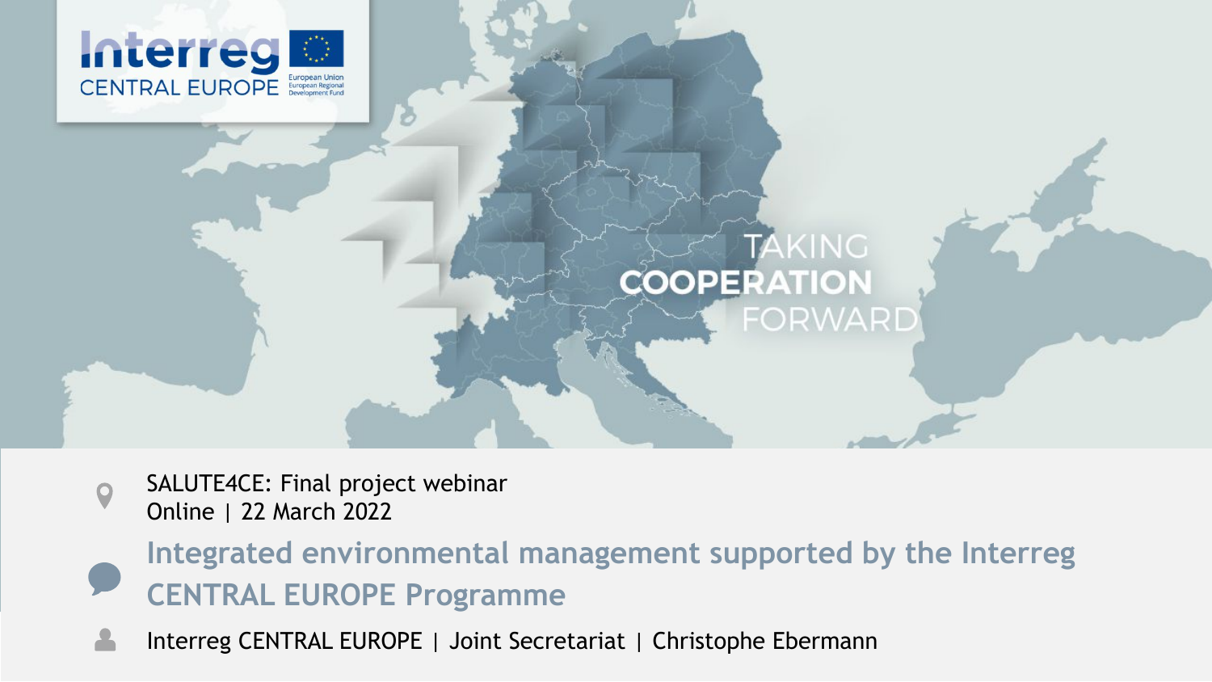Interreg CENTRAL EUROPE

European Union
European Regional Development Fund

TAKING **COOPERATION** FORWARD

SALUTE4CE: Final project webinar
Online | 22 March 2022

# Integrated environmental management supported by the Interreg CENTRAL EUROPE Programme

Interreg CENTRAL EUROPE | Joint Secretariat | Christophe Ebermann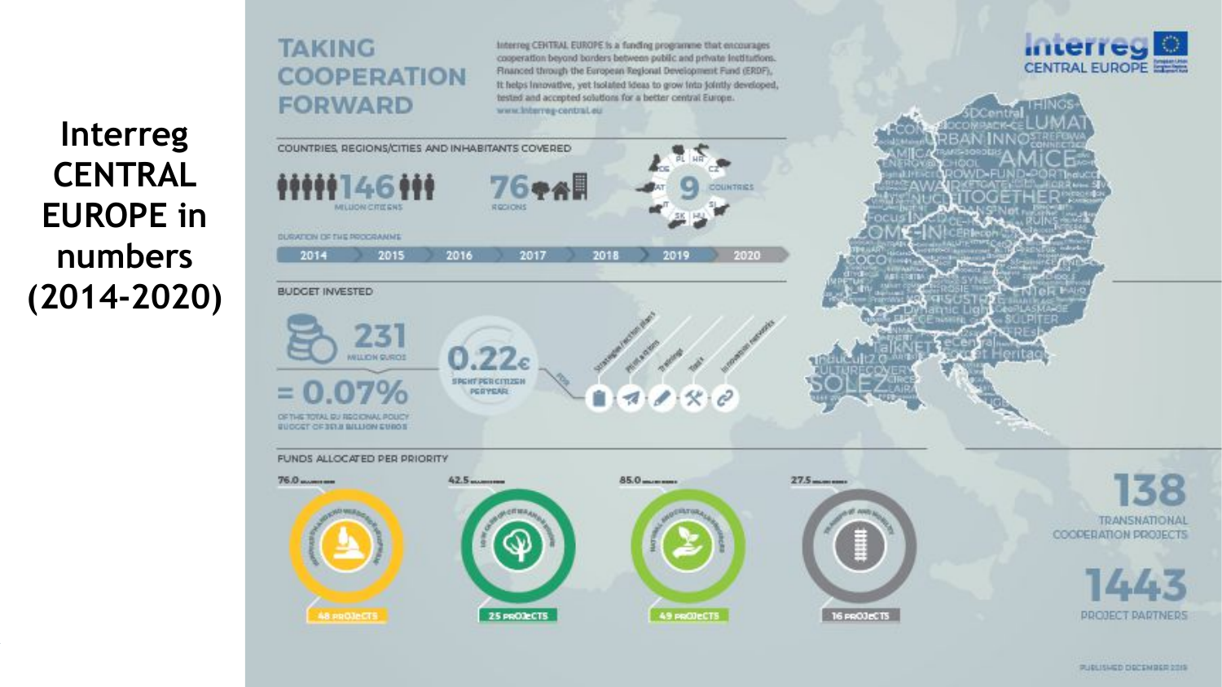# Interreg CENTRAL EUROPE in numbers (2014-2020)

## TAKING COOPERATION FORWARD

Interreg CENTRAL EUROPE is a funding programme that encourages cooperation beyond borders between public and private institutions. Financed through the European Regional Development Fund (ERDF), it helps innovative, yet isolated ideas to grow into jointly developed, tested and accepted solutions for a better central Europe.
www.interreg-central.eu

### COUNTRIES, REGIONS/CITIES AND INHABITANTS COVERED

- **146** MILLION CITIZENS
- **76** REGIONS
- **9** COUNTRIES (PL, HR, CZ, DE, AT, IT, SI, SK, HU)

### DURATION OF THE PROGRAMME

2014 – 2015 – 2016 – 2017 – 2018 – 2019 – 2020

### BUDGET INVESTED

- **231** MILLION EUROS
- **= 0.07%** OF THE TOTAL EU REGIONAL POLICY BUDGET OF 351.8 BILLION EUROS
- **0.22€** SPENT PER CITIZEN PER YEAR FOR: Strategies/action plans, Pilot actions, Trainings, Tools, Innovation networks

### FUNDS ALLOCATED PER PRIORITY

| Priority | Funds (million euros) | Projects |
|---|---|---|
| Innovation and knowledge development | 76.0 | 48 PROJECTS |
| Low carbon cities and regions | 42.5 | 25 PROJECTS |
| Natural and cultural resources | 85.0 | 49 PROJECTS |
| Transport and mobility | 27.5 | 16 PROJECTS |

- **138** TRANSNATIONAL COOPERATION PROJECTS
- **1443** PROJECT PARTNERS

PUBLISHED DECEMBER 2019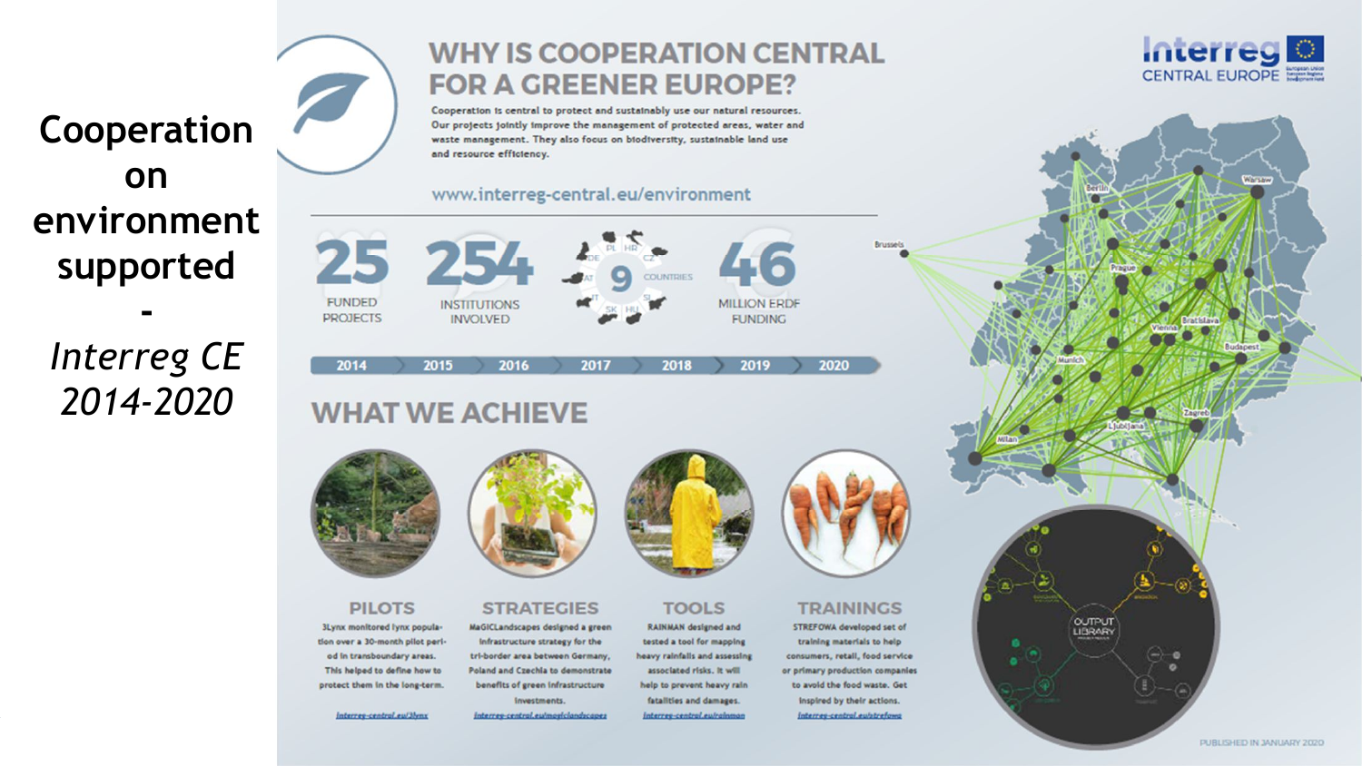# Cooperation on environment supported - *Interreg CE 2014-2020*

## WHY IS COOPERATION CENTRAL FOR A GREENER EUROPE?

Cooperation is central to protect and sustainably use our natural resources. Our projects jointly improve the management of protected areas, water and waste management. They also focus on biodiversity, sustainable land use and resource efficiency.

www.interreg-central.eu/environment

**25** FUNDED PROJECTS

**254** INSTITUTIONS INVOLVED

**9** COUNTRIES (PL, HR, CZ, DE, AT, SI, IT, SK, HU)

**46** MILLION ERDF FUNDING

2014 – 2015 – 2016 – 2017 – 2018 – 2019 – 2020

## WHAT WE ACHIEVE

### PILOTS

3Lynx monitored lynx population over a 30-month pilot period in transboundary areas. This helped to define how to protect them in the long-term.

interreg-central.eu/3lynx

### STRATEGIES

MaGICLandscapes designed a green infrastructure strategy for the tri-border area between Germany, Poland and Czechia to demonstrate benefits of green infrastructure investments.

interreg-central.eu/magiclandscapes

### TOOLS

RAINMAN designed and tested a tool for mapping heavy rainfalls and assessing associated risks. It will help to prevent heavy rain fatalities and damages.

interreg-central.eu/rainman

### TRAININGS

STREFOWA developed set of training materials to help consumers, retail, food service or primary production companies to avoid the food waste. Get inspired by their actions.

interreg-central.eu/strefowa

OUTPUT LIBRARY

PUBLISHED IN JANUARY 2020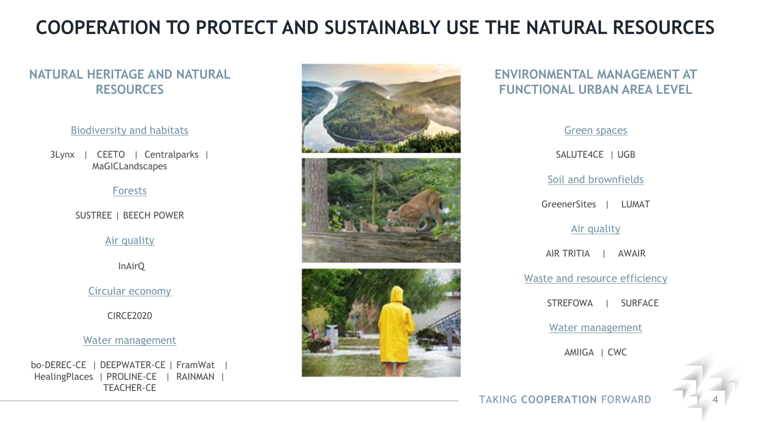# COOPERATION TO PROTECT AND SUSTAINABLY USE THE NATURAL RESOURCES

## NATURAL HERITAGE AND NATURAL RESOURCES

### Biodiversity and habitats

3Lynx | CEETO | Centralparks | MaGICLandscapes

### Forests

SUSTREE | BEECH POWER

### Air quality

InAirQ

### Circular economy

CIRCE2020

### Water management

bo-DEREC-CE | DEEPWATER-CE | FramWat | HealingPlaces | PROLINE-CE | RAINMAN | TEACHER-CE

## ENVIRONMENTAL MANAGEMENT AT FUNCTIONAL URBAN AREA LEVEL

### Green spaces

SALUTE4CE | UGB

### Soil and brownfields

GreenerSites | LUMAT

### Air quality

AIR TRITIA | AWAIR

### Waste and resource efficiency

STREFOWA | SURFACE

### Water management

AMIIGA | CWC

TAKING **COOPERATION** FORWARD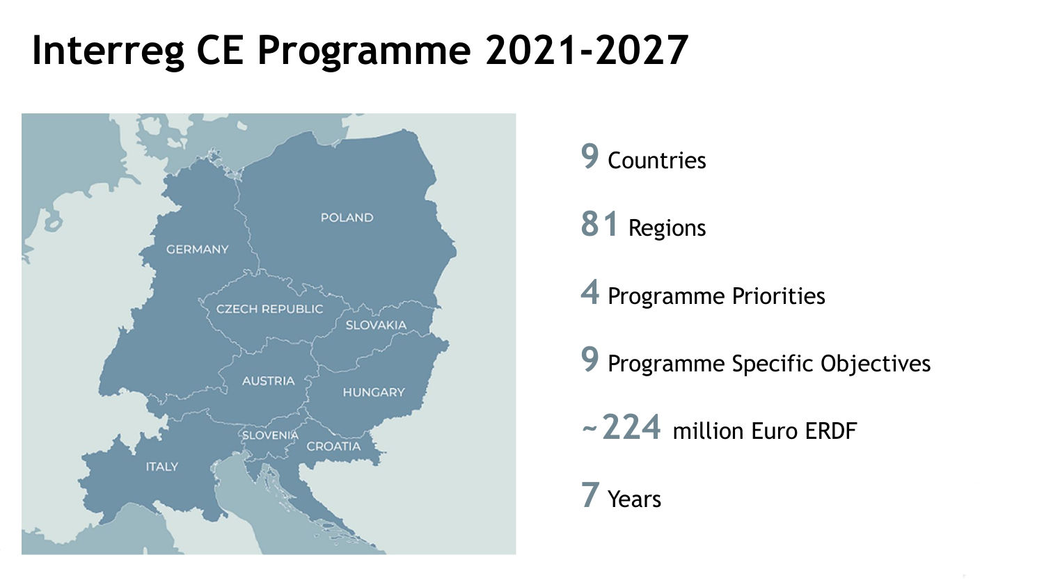# Interreg CE Programme 2021-2027

- **9** Countries
- **81** Regions
- **4** Programme Priorities
- **9** Programme Specific Objectives
- **~224** million Euro ERDF
- **7** Years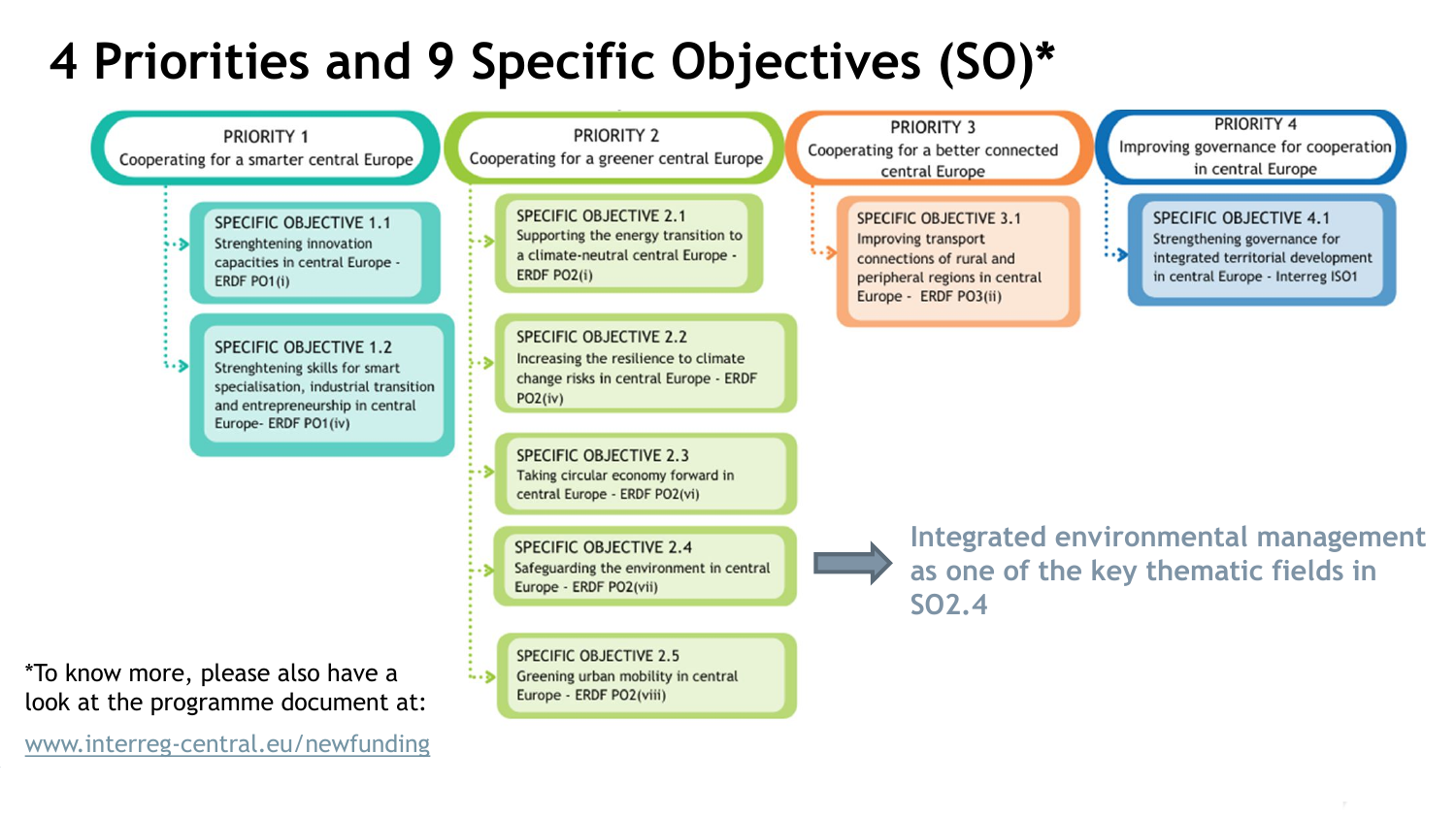# 4 Priorities and 9 Specific Objectives (SO)*

**PRIORITY 1**
Cooperating for a smarter central Europe

- **SPECIFIC OBJECTIVE 1.1**
  Strenghtening innovation capacities in central Europe - ERDF PO1(i)
- **SPECIFIC OBJECTIVE 1.2**
  Strenghtening skills for smart specialisation, industrial transition and entrepreneurship in central Europe- ERDF PO1(iv)

**PRIORITY 2**
Cooperating for a greener central Europe

- **SPECIFIC OBJECTIVE 2.1**
  Supporting the energy transition to a climate-neutral central Europe - ERDF PO2(i)
- **SPECIFIC OBJECTIVE 2.2**
  Increasing the resilience to climate change risks in central Europe - ERDF PO2(iv)
- **SPECIFIC OBJECTIVE 2.3**
  Taking circular economy forward in central Europe - ERDF PO2(vi)
- **SPECIFIC OBJECTIVE 2.4**
  Safeguarding the environment in central Europe - ERDF PO2(vii)
- **SPECIFIC OBJECTIVE 2.5**
  Greening urban mobility in central Europe - ERDF PO2(viii)

**PRIORITY 3**
Cooperating for a better connected central Europe

- **SPECIFIC OBJECTIVE 3.1**
  Improving transport connections of rural and peripheral regions in central Europe - ERDF PO3(ii)

**PRIORITY 4**
Improving governance for cooperation in central Europe

- **SPECIFIC OBJECTIVE 4.1**
  Strengthening governance for integrated territorial development in central Europe - Interreg ISO1

Integrated environmental management as one of the key thematic fields in SO2.4

*To know more, please also have a look at the programme document at:

www.interreg-central.eu/newfunding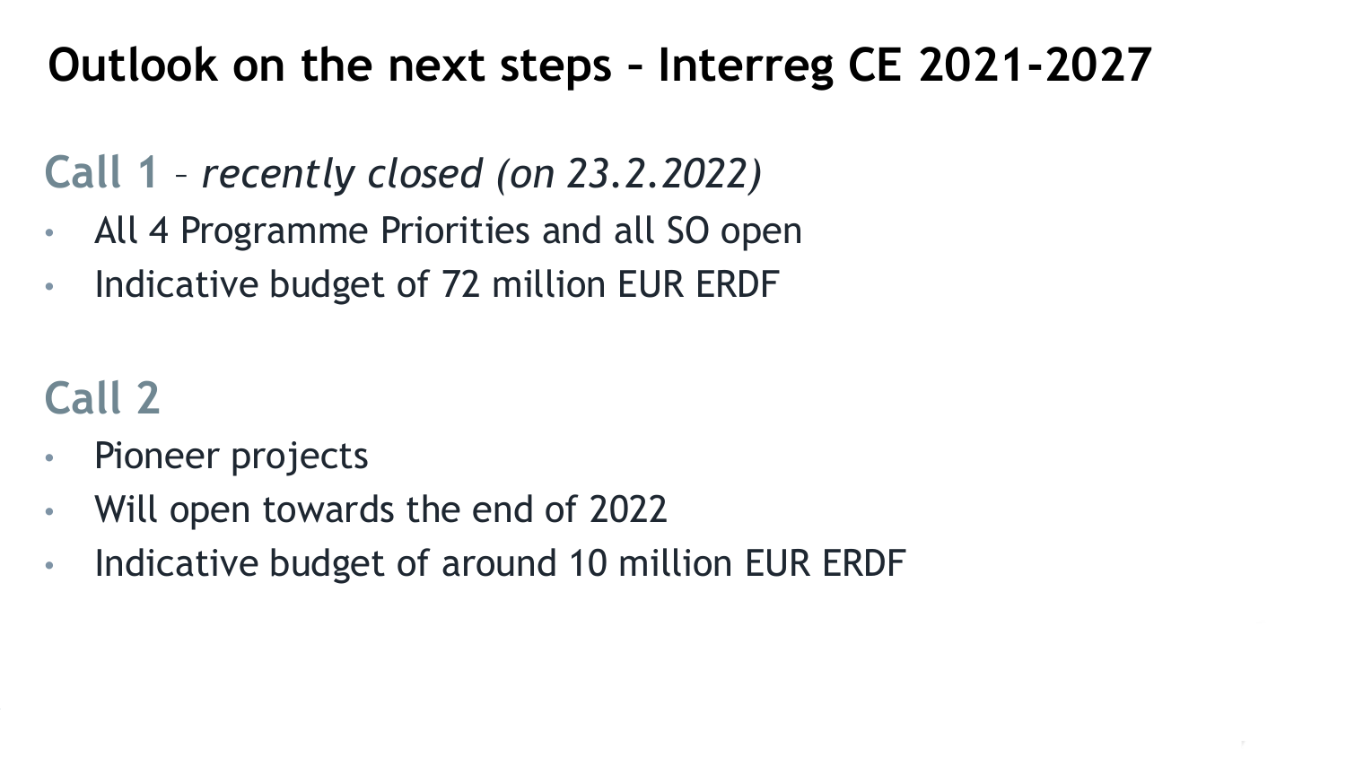# Outlook on the next steps – Interreg CE 2021-2027

## Call 1 – *recently closed (on 23.2.2022)*

- All 4 Programme Priorities and all SO open
- Indicative budget of 72 million EUR ERDF

## Call 2

- Pioneer projects
- Will open towards the end of 2022
- Indicative budget of around 10 million EUR ERDF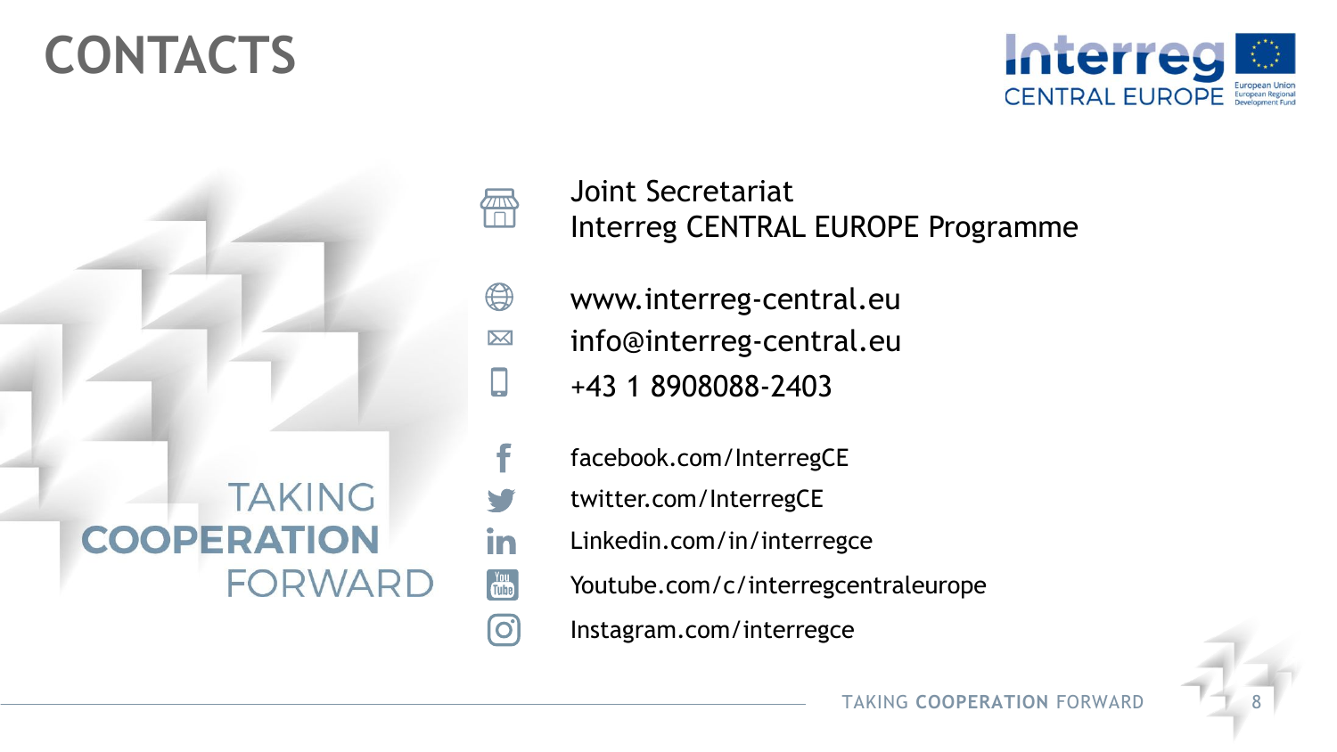# CONTACTS

TAKING
**COOPERATION**
FORWARD

Joint Secretariat
Interreg CENTRAL EUROPE Programme

www.interreg-central.eu
info@interreg-central.eu
+43 1 8908088-2403

facebook.com/InterregCE
twitter.com/InterregCE
Linkedin.com/in/interregce
Youtube.com/c/interregcentraleurope
Instagram.com/interregce